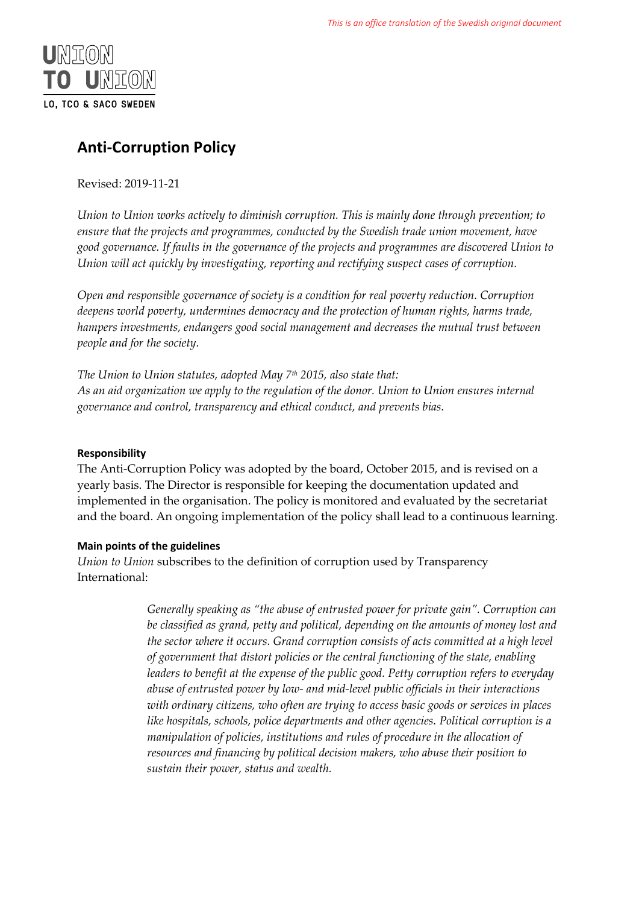*This is an office translation of the Swedish original document*

UNION TO UNION
LO, TCO & SACO SWEDEN

# Anti-Corruption Policy

Revised: 2019-11-21

*Union to Union works actively to diminish corruption. This is mainly done through prevention; to ensure that the projects and programmes, conducted by the Swedish trade union movement, have good governance. If faults in the governance of the projects and programmes are discovered Union to Union will act quickly by investigating, reporting and rectifying suspect cases of corruption.*

*Open and responsible governance of society is a condition for real poverty reduction. Corruption deepens world poverty, undermines democracy and the protection of human rights, harms trade, hampers investments, endangers good social management and decreases the mutual trust between people and for the society.*

*The Union to Union statutes, adopted May 7th 2015, also state that:*
*As an aid organization we apply to the regulation of the donor. Union to Union ensures internal governance and control, transparency and ethical conduct, and prevents bias.*

#### Responsibility

The Anti-Corruption Policy was adopted by the board, October 2015, and is revised on a yearly basis. The Director is responsible for keeping the documentation updated and implemented in the organisation. The policy is monitored and evaluated by the secretariat and the board. An ongoing implementation of the policy shall lead to a continuous learning.

#### Main points of the guidelines

*Union to Union* subscribes to the definition of corruption used by Transparency International:

> *Generally speaking as "the abuse of entrusted power for private gain". Corruption can be classified as grand, petty and political, depending on the amounts of money lost and the sector where it occurs. Grand corruption consists of acts committed at a high level of government that distort policies or the central functioning of the state, enabling leaders to benefit at the expense of the public good. Petty corruption refers to everyday abuse of entrusted power by low- and mid-level public officials in their interactions with ordinary citizens, who often are trying to access basic goods or services in places like hospitals, schools, police departments and other agencies. Political corruption is a manipulation of policies, institutions and rules of procedure in the allocation of resources and financing by political decision makers, who abuse their position to sustain their power, status and wealth.*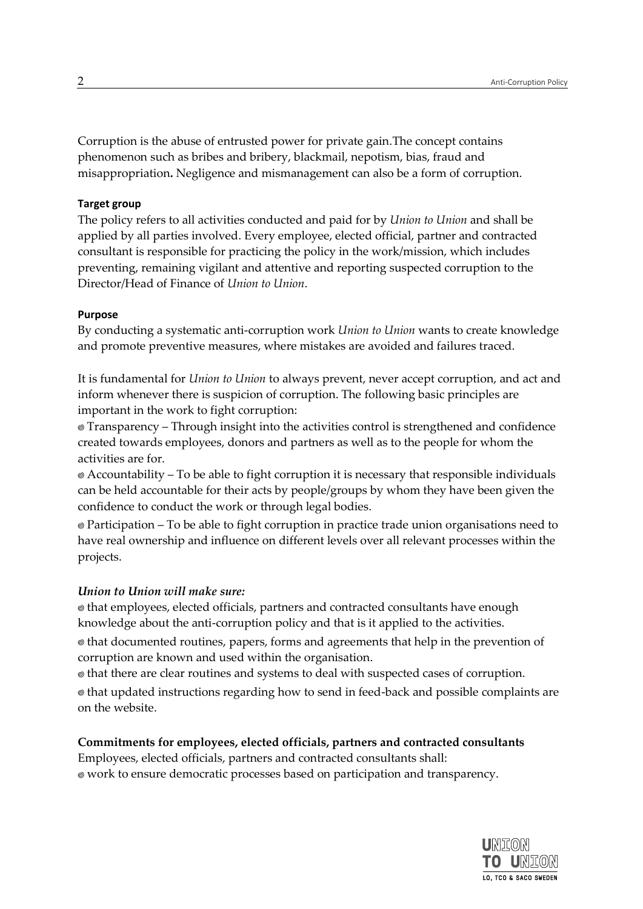Corruption is the abuse of entrusted power for private gain.The concept contains phenomenon such as bribes and bribery, blackmail, nepotism, bias, fraud and misappropriation**.** Negligence and mismanagement can also be a form of corruption.

**Target group**

The policy refers to all activities conducted and paid for by *Union to Union* and shall be applied by all parties involved. Every employee, elected official, partner and contracted consultant is responsible for practicing the policy in the work/mission, which includes preventing, remaining vigilant and attentive and reporting suspected corruption to the Director/Head of Finance of *Union to Union*.

**Purpose**

By conducting a systematic anti-corruption work *Union to Union* wants to create knowledge and promote preventive measures, where mistakes are avoided and failures traced.

It is fundamental for *Union to Union* to always prevent, never accept corruption, and act and inform whenever there is suspicion of corruption. The following basic principles are important in the work to fight corruption:

- Transparency – Through insight into the activities control is strengthened and confidence created towards employees, donors and partners as well as to the people for whom the activities are for.
- Accountability – To be able to fight corruption it is necessary that responsible individuals can be held accountable for their acts by people/groups by whom they have been given the confidence to conduct the work or through legal bodies.
- Participation – To be able to fight corruption in practice trade union organisations need to have real ownership and influence on different levels over all relevant processes within the projects.

***Union to Union will make sure:***

- that employees, elected officials, partners and contracted consultants have enough knowledge about the anti-corruption policy and that is it applied to the activities.
- that documented routines, papers, forms and agreements that help in the prevention of corruption are known and used within the organisation.
- that there are clear routines and systems to deal with suspected cases of corruption.
- that updated instructions regarding how to send in feed-back and possible complaints are on the website.

**Commitments for employees, elected officials, partners and contracted consultants**

Employees, elected officials, partners and contracted consultants shall:

- work to ensure democratic processes based on participation and transparency.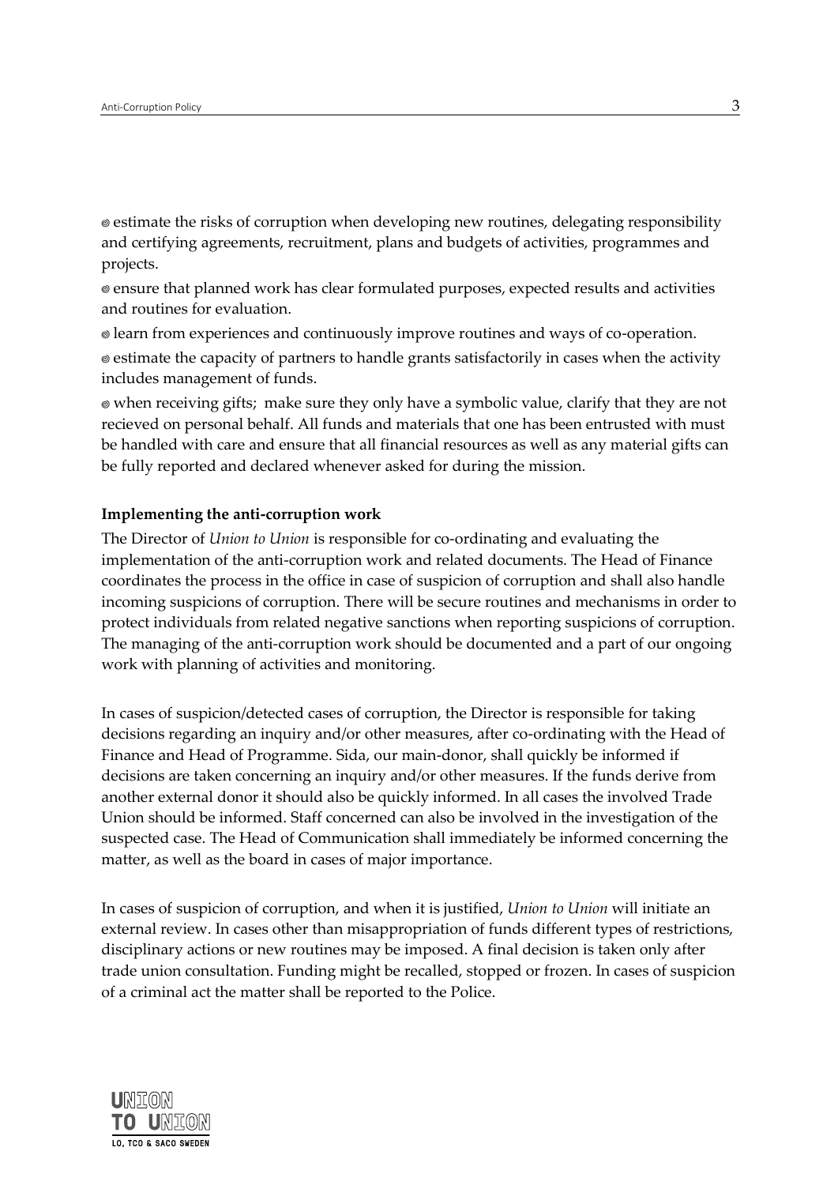- estimate the risks of corruption when developing new routines, delegating responsibility and certifying agreements, recruitment, plans and budgets of activities, programmes and projects.
- ensure that planned work has clear formulated purposes, expected results and activities and routines for evaluation.
- learn from experiences and continuously improve routines and ways of co-operation.
- estimate the capacity of partners to handle grants satisfactorily in cases when the activity includes management of funds.
- when receiving gifts; make sure they only have a symbolic value, clarify that they are not recieved on personal behalf. All funds and materials that one has been entrusted with must be handled with care and ensure that all financial resources as well as any material gifts can be fully reported and declared whenever asked for during the mission.

**Implementing the anti-corruption work**

The Director of *Union to Union* is responsible for co-ordinating and evaluating the implementation of the anti-corruption work and related documents. The Head of Finance coordinates the process in the office in case of suspicion of corruption and shall also handle incoming suspicions of corruption. There will be secure routines and mechanisms in order to protect individuals from related negative sanctions when reporting suspicions of corruption. The managing of the anti-corruption work should be documented and a part of our ongoing work with planning of activities and monitoring.

In cases of suspicion/detected cases of corruption, the Director is responsible for taking decisions regarding an inquiry and/or other measures, after co-ordinating with the Head of Finance and Head of Programme. Sida, our main-donor, shall quickly be informed if decisions are taken concerning an inquiry and/or other measures. If the funds derive from another external donor it should also be quickly informed. In all cases the involved Trade Union should be informed. Staff concerned can also be involved in the investigation of the suspected case. The Head of Communication shall immediately be informed concerning the matter, as well as the board in cases of major importance.

In cases of suspicion of corruption, and when it is justified, *Union to Union* will initiate an external review. In cases other than misappropriation of funds different types of restrictions, disciplinary actions or new routines may be imposed. A final decision is taken only after trade union consultation. Funding might be recalled, stopped or frozen. In cases of suspicion of a criminal act the matter shall be reported to the Police.

UNION
TO UNION
LO, TCO & SACO SWEDEN